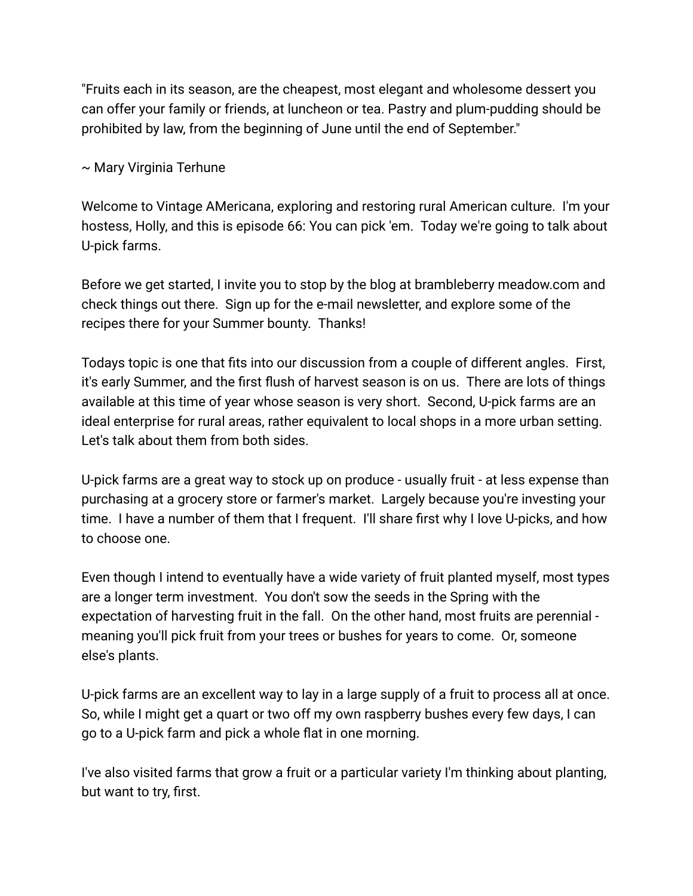"Fruits each in its season, are the cheapest, most elegant and wholesome dessert you can offer your family or friends, at luncheon or tea. Pastry and plum-pudding should be prohibited by law, from the beginning of June until the end of September."

~ Mary Virginia Terhune

Welcome to Vintage AMericana, exploring and restoring rural American culture.  I'm your hostess, Holly, and this is episode 66: You can pick 'em.  Today we're going to talk about U-pick farms.

Before we get started, I invite you to stop by the blog at brambleberry meadow.com and check things out there.  Sign up for the e-mail newsletter, and explore some of the recipes there for your Summer bounty.  Thanks!

Todays topic is one that fits into our discussion from a couple of different angles.  First, it's early Summer, and the first flush of harvest season is on us.  There are lots of things available at this time of year whose season is very short.  Second, U-pick farms are an ideal enterprise for rural areas, rather equivalent to local shops in a more urban setting.  Let's talk about them from both sides.

U-pick farms are a great way to stock up on produce - usually fruit - at less expense than purchasing at a grocery store or farmer's market.  Largely because you're investing your time.  I have a number of them that I frequent.  I'll share first why I love U-picks, and how to choose one.

Even though I intend to eventually have a wide variety of fruit planted myself, most types are a longer term investment.  You don't sow the seeds in the Spring with the expectation of harvesting fruit in the fall.  On the other hand, most fruits are perennial - meaning you'll pick fruit from your trees or bushes for years to come.  Or, someone else's plants.

U-pick farms are an excellent way to lay in a large supply of a fruit to process all at once.  So, while I might get a quart or two off my own raspberry bushes every few days, I can go to a U-pick farm and pick a whole flat in one morning.

I've also visited farms that grow a fruit or a particular variety I'm thinking about planting, but want to try, first.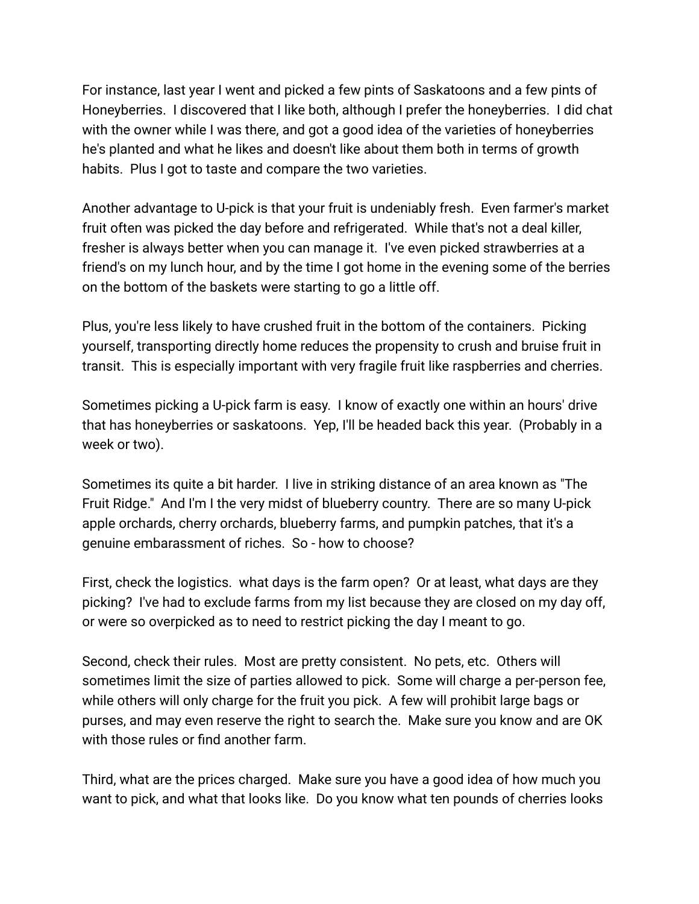For instance, last year I went and picked a few pints of Saskatoons and a few pints of Honeyberries. I discovered that I like both, although I prefer the honeyberries. I did chat with the owner while I was there, and got a good idea of the varieties of honeyberries he's planted and what he likes and doesn't like about them both in terms of growth habits. Plus I got to taste and compare the two varieties.

Another advantage to U-pick is that your fruit is undeniably fresh. Even farmer's market fruit often was picked the day before and refrigerated. While that's not a deal killer, fresher is always better when you can manage it. I've even picked strawberries at a friend's on my lunch hour, and by the time I got home in the evening some of the berries on the bottom of the baskets were starting to go a little off.

Plus, you're less likely to have crushed fruit in the bottom of the containers. Picking yourself, transporting directly home reduces the propensity to crush and bruise fruit in transit. This is especially important with very fragile fruit like raspberries and cherries.

Sometimes picking a U-pick farm is easy. I know of exactly one within an hours' drive that has honeyberries or saskatoons. Yep, I'll be headed back this year. (Probably in a week or two).

Sometimes its quite a bit harder. I live in striking distance of an area known as "The Fruit Ridge." And I'm I the very midst of blueberry country. There are so many U-pick apple orchards, cherry orchards, blueberry farms, and pumpkin patches, that it's a genuine embarassment of riches. So - how to choose?

First, check the logistics. what days is the farm open? Or at least, what days are they picking? I've had to exclude farms from my list because they are closed on my day off, or were so overpicked as to need to restrict picking the day I meant to go.

Second, check their rules. Most are pretty consistent. No pets, etc. Others will sometimes limit the size of parties allowed to pick. Some will charge a per-person fee, while others will only charge for the fruit you pick. A few will prohibit large bags or purses, and may even reserve the right to search the. Make sure you know and are OK with those rules or find another farm.

Third, what are the prices charged. Make sure you have a good idea of how much you want to pick, and what that looks like. Do you know what ten pounds of cherries looks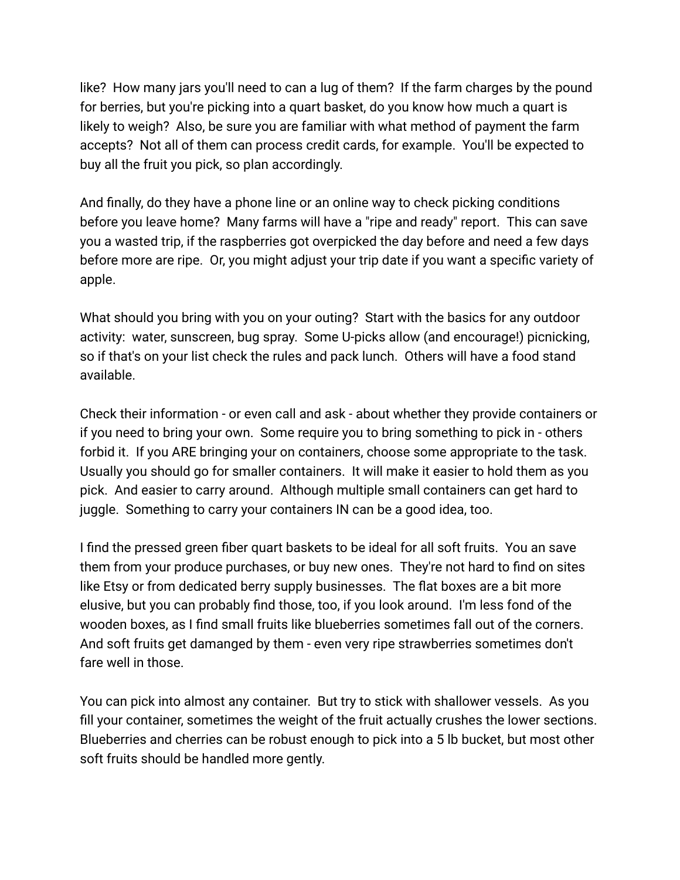like? How many jars you'll need to can a lug of them? If the farm charges by the pound for berries, but you're picking into a quart basket, do you know how much a quart is likely to weigh? Also, be sure you are familiar with what method of payment the farm accepts? Not all of them can process credit cards, for example. You'll be expected to buy all the fruit you pick, so plan accordingly.

And finally, do they have a phone line or an online way to check picking conditions before you leave home? Many farms will have a "ripe and ready" report. This can save you a wasted trip, if the raspberries got overpicked the day before and need a few days before more are ripe. Or, you might adjust your trip date if you want a specific variety of apple.

What should you bring with you on your outing? Start with the basics for any outdoor activity: water, sunscreen, bug spray. Some U-picks allow (and encourage!) picnicking, so if that's on your list check the rules and pack lunch. Others will have a food stand available.

Check their information - or even call and ask - about whether they provide containers or if you need to bring your own. Some require you to bring something to pick in - others forbid it. If you ARE bringing your on containers, choose some appropriate to the task. Usually you should go for smaller containers. It will make it easier to hold them as you pick. And easier to carry around. Although multiple small containers can get hard to juggle. Something to carry your containers IN can be a good idea, too.

I find the pressed green fiber quart baskets to be ideal for all soft fruits. You an save them from your produce purchases, or buy new ones. They're not hard to find on sites like Etsy or from dedicated berry supply businesses. The flat boxes are a bit more elusive, but you can probably find those, too, if you look around. I'm less fond of the wooden boxes, as I find small fruits like blueberries sometimes fall out of the corners. And soft fruits get damanged by them - even very ripe strawberries sometimes don't fare well in those.

You can pick into almost any container. But try to stick with shallower vessels. As you fill your container, sometimes the weight of the fruit actually crushes the lower sections. Blueberries and cherries can be robust enough to pick into a 5 lb bucket, but most other soft fruits should be handled more gently.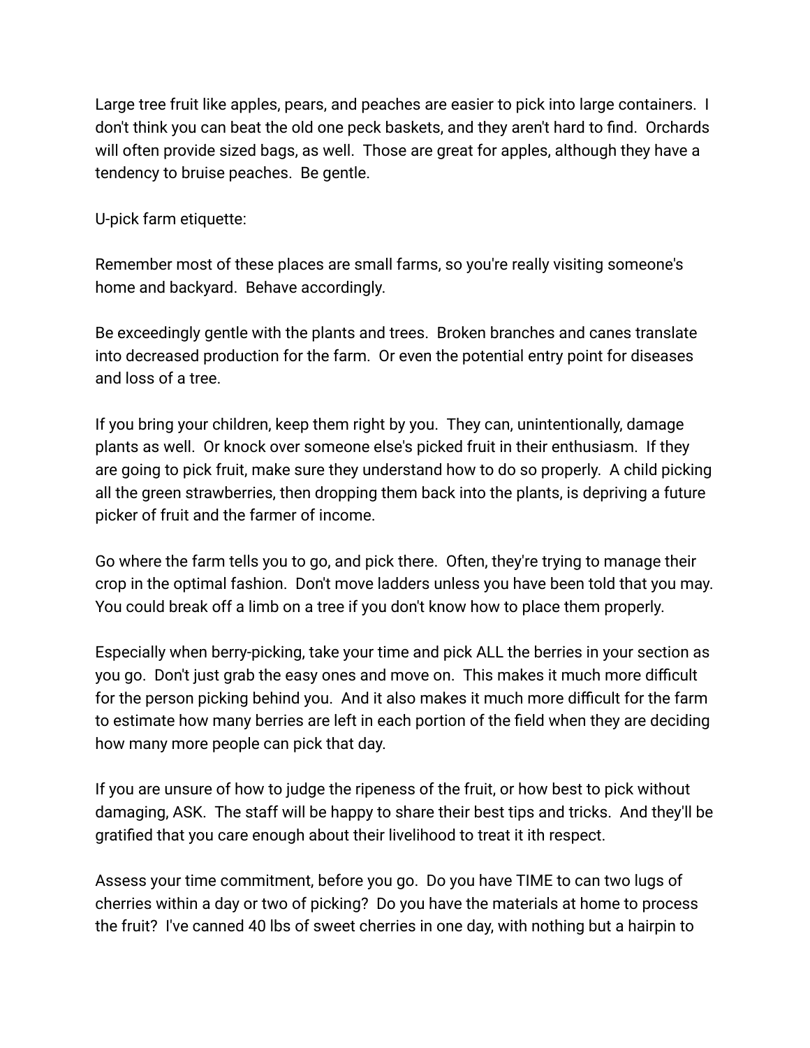Large tree fruit like apples, pears, and peaches are easier to pick into large containers. I don't think you can beat the old one peck baskets, and they aren't hard to find. Orchards will often provide sized bags, as well. Those are great for apples, although they have a tendency to bruise peaches. Be gentle.

U-pick farm etiquette:

Remember most of these places are small farms, so you're really visiting someone's home and backyard. Behave accordingly.

Be exceedingly gentle with the plants and trees. Broken branches and canes translate into decreased production for the farm. Or even the potential entry point for diseases and loss of a tree.

If you bring your children, keep them right by you. They can, unintentionally, damage plants as well. Or knock over someone else's picked fruit in their enthusiasm. If they are going to pick fruit, make sure they understand how to do so properly. A child picking all the green strawberries, then dropping them back into the plants, is depriving a future picker of fruit and the farmer of income.

Go where the farm tells you to go, and pick there. Often, they're trying to manage their crop in the optimal fashion. Don't move ladders unless you have been told that you may. You could break off a limb on a tree if you don't know how to place them properly.

Especially when berry-picking, take your time and pick ALL the berries in your section as you go. Don't just grab the easy ones and move on. This makes it much more difficult for the person picking behind you. And it also makes it much more difficult for the farm to estimate how many berries are left in each portion of the field when they are deciding how many more people can pick that day.

If you are unsure of how to judge the ripeness of the fruit, or how best to pick without damaging, ASK. The staff will be happy to share their best tips and tricks. And they'll be gratified that you care enough about their livelihood to treat it ith respect.

Assess your time commitment, before you go. Do you have TIME to can two lugs of cherries within a day or two of picking? Do you have the materials at home to process the fruit? I've canned 40 lbs of sweet cherries in one day, with nothing but a hairpin to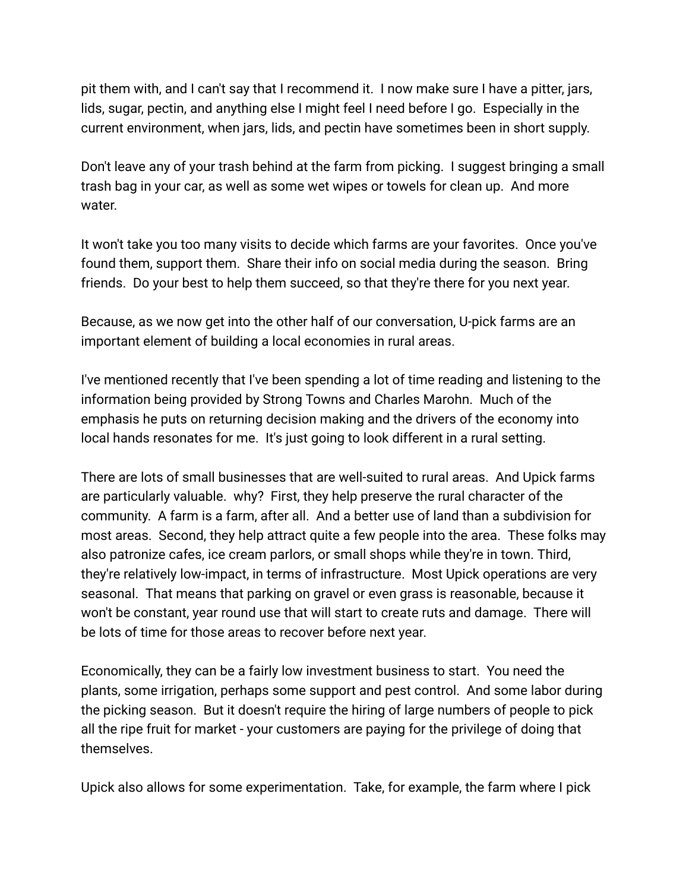pit them with, and I can't say that I recommend it.  I now make sure I have a pitter, jars, lids, sugar, pectin, and anything else I might feel I need before I go.  Especially in the current environment, when jars, lids, and pectin have sometimes been in short supply.

Don't leave any of your trash behind at the farm from picking.  I suggest bringing a small trash bag in your car, as well as some wet wipes or towels for clean up.  And more water.

It won't take you too many visits to decide which farms are your favorites.  Once you've found them, support them.  Share their info on social media during the season.  Bring friends.  Do your best to help them succeed, so that they're there for you next year.

Because, as we now get into the other half of our conversation, U-pick farms are an important element of building a local economies in rural areas.

I've mentioned recently that I've been spending a lot of time reading and listening to the information being provided by Strong Towns and Charles Marohn.  Much of the emphasis he puts on returning decision making and the drivers of the economy into local hands resonates for me.  It's just going to look different in a rural setting.

There are lots of small businesses that are well-suited to rural areas.  And Upick farms are particularly valuable.  why?  First, they help preserve the rural character of the community.  A farm is a farm, after all.  And a better use of land than a subdivision for most areas.  Second, they help attract quite a few people into the area.  These folks may also patronize cafes, ice cream parlors, or small shops while they're in town. Third, they're relatively low-impact, in terms of infrastructure.  Most Upick operations are very seasonal.  That means that parking on gravel or even grass is reasonable, because it won't be constant, year round use that will start to create ruts and damage.  There will be lots of time for those areas to recover before next year.

Economically, they can be a fairly low investment business to start.  You need the plants, some irrigation, perhaps some support and pest control.  And some labor during the picking season.  But it doesn't require the hiring of large numbers of people to pick all the ripe fruit for market - your customers are paying for the privilege of doing that themselves.

Upick also allows for some experimentation.  Take, for example, the farm where I pick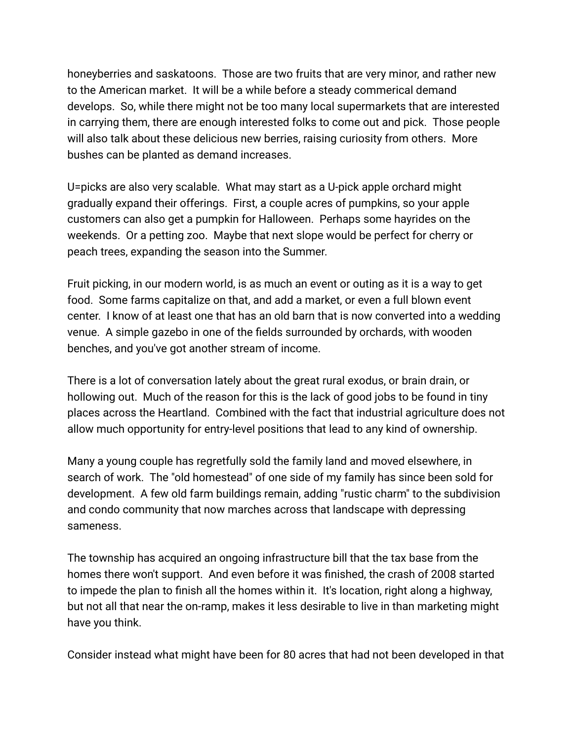honeyberries and saskatoons.  Those are two fruits that are very minor, and rather new to the American market.  It will be a while before a steady commerical demand develops.  So, while there might not be too many local supermarkets that are interested in carrying them, there are enough interested folks to come out and pick.  Those people will also talk about these delicious new berries, raising curiosity from others.  More bushes can be planted as demand increases.

U=picks are also very scalable.  What may start as a U-pick apple orchard might gradually expand their offerings.  First, a couple acres of pumpkins, so your apple customers can also get a pumpkin for Halloween.  Perhaps some hayrides on the weekends.  Or a petting zoo.  Maybe that next slope would be perfect for cherry or peach trees, expanding the season into the Summer.

Fruit picking, in our modern world, is as much an event or outing as it is a way to get food.  Some farms capitalize on that, and add a market, or even a full blown event center.  I know of at least one that has an old barn that is now converted into a wedding venue.  A simple gazebo in one of the fields surrounded by orchards, with wooden benches, and you've got another stream of income.

There is a lot of conversation lately about the great rural exodus, or brain drain, or hollowing out.  Much of the reason for this is the lack of good jobs to be found in tiny places across the Heartland.  Combined with the fact that industrial agriculture does not allow much opportunity for entry-level positions that lead to any kind of ownership.

Many a young couple has regretfully sold the family land and moved elsewhere, in search of work.  The "old homestead" of one side of my family has since been sold for development.  A few old farm buildings remain, adding "rustic charm" to the subdivision and condo community that now marches across that landscape with depressing sameness.

The township has acquired an ongoing infrastructure bill that the tax base from the homes there won't support.  And even before it was finished, the crash of 2008 started to impede the plan to finish all the homes within it.  It's location, right along a highway, but not all that near the on-ramp, makes it less desirable to live in than marketing might have you think.

Consider instead what might have been for 80 acres that had not been developed in that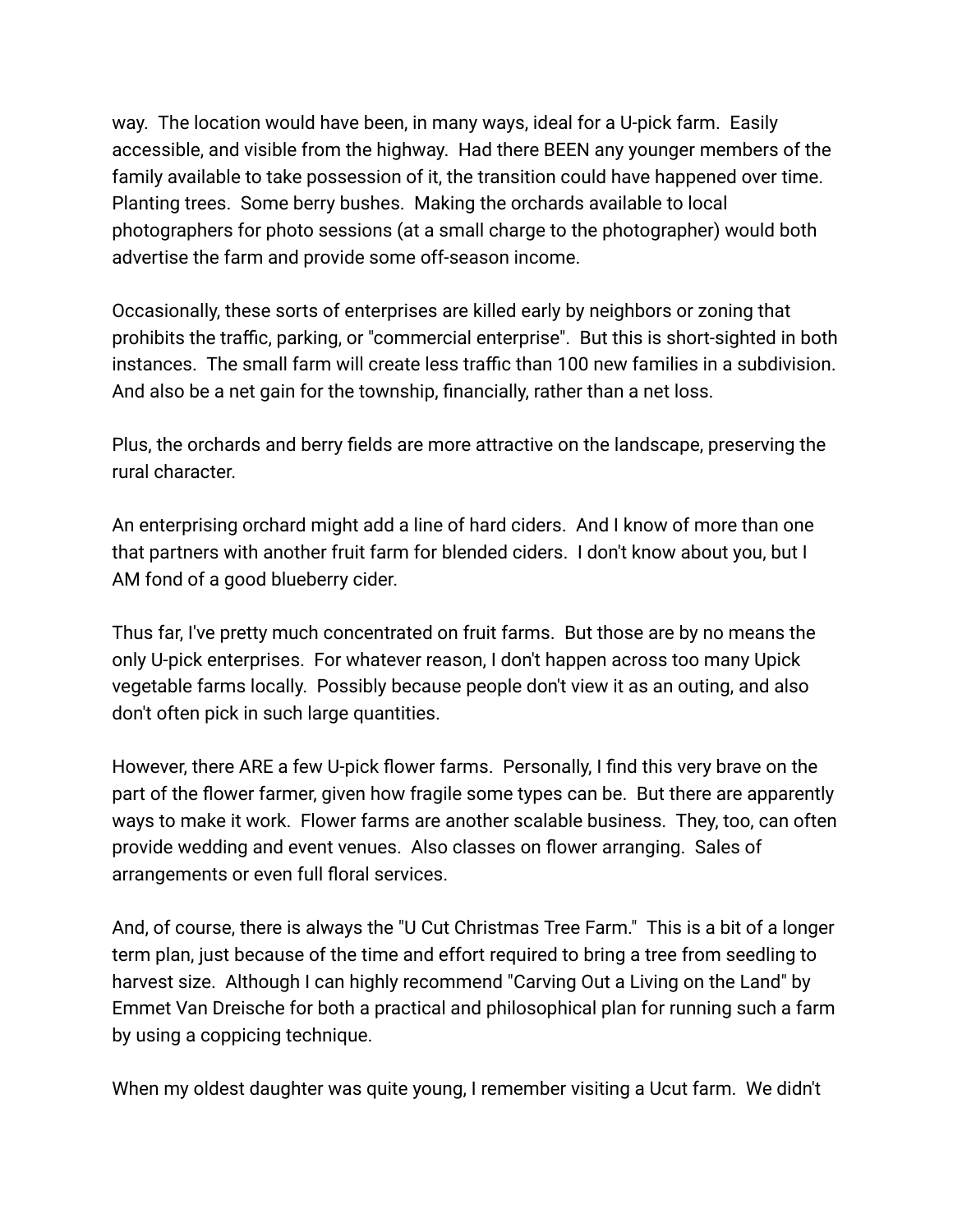way. The location would have been, in many ways, ideal for a U-pick farm. Easily accessible, and visible from the highway. Had there BEEN any younger members of the family available to take possession of it, the transition could have happened over time. Planting trees. Some berry bushes. Making the orchards available to local photographers for photo sessions (at a small charge to the photographer) would both advertise the farm and provide some off-season income.

Occasionally, these sorts of enterprises are killed early by neighbors or zoning that prohibits the traffic, parking, or "commercial enterprise". But this is short-sighted in both instances. The small farm will create less traffic than 100 new families in a subdivision. And also be a net gain for the township, financially, rather than a net loss.

Plus, the orchards and berry fields are more attractive on the landscape, preserving the rural character.

An enterprising orchard might add a line of hard ciders. And I know of more than one that partners with another fruit farm for blended ciders. I don't know about you, but I AM fond of a good blueberry cider.

Thus far, I've pretty much concentrated on fruit farms. But those are by no means the only U-pick enterprises. For whatever reason, I don't happen across too many Upick vegetable farms locally. Possibly because people don't view it as an outing, and also don't often pick in such large quantities.

However, there ARE a few U-pick flower farms. Personally, I find this very brave on the part of the flower farmer, given how fragile some types can be. But there are apparently ways to make it work. Flower farms are another scalable business. They, too, can often provide wedding and event venues. Also classes on flower arranging. Sales of arrangements or even full floral services.

And, of course, there is always the "U Cut Christmas Tree Farm." This is a bit of a longer term plan, just because of the time and effort required to bring a tree from seedling to harvest size. Although I can highly recommend "Carving Out a Living on the Land" by Emmet Van Dreische for both a practical and philosophical plan for running such a farm by using a coppicing technique.

When my oldest daughter was quite young, I remember visiting a Ucut farm. We didn't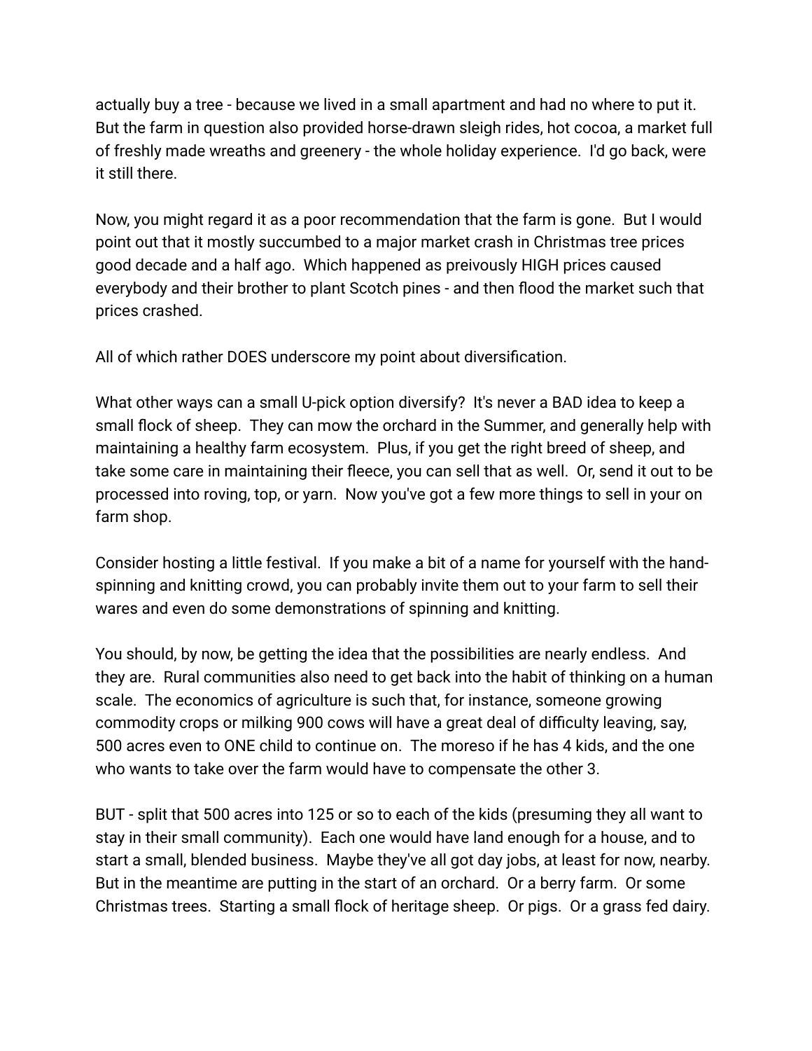actually buy a tree - because we lived in a small apartment and had no where to put it. But the farm in question also provided horse-drawn sleigh rides, hot cocoa, a market full of freshly made wreaths and greenery - the whole holiday experience. I'd go back, were it still there.

Now, you might regard it as a poor recommendation that the farm is gone. But I would point out that it mostly succumbed to a major market crash in Christmas tree prices good decade and a half ago. Which happened as preivously HIGH prices caused everybody and their brother to plant Scotch pines - and then flood the market such that prices crashed.

All of which rather DOES underscore my point about diversification.

What other ways can a small U-pick option diversify? It's never a BAD idea to keep a small flock of sheep. They can mow the orchard in the Summer, and generally help with maintaining a healthy farm ecosystem. Plus, if you get the right breed of sheep, and take some care in maintaining their fleece, you can sell that as well. Or, send it out to be processed into roving, top, or yarn. Now you've got a few more things to sell in your on farm shop.

Consider hosting a little festival. If you make a bit of a name for yourself with the hand-spinning and knitting crowd, you can probably invite them out to your farm to sell their wares and even do some demonstrations of spinning and knitting.

You should, by now, be getting the idea that the possibilities are nearly endless. And they are. Rural communities also need to get back into the habit of thinking on a human scale. The economics of agriculture is such that, for instance, someone growing commodity crops or milking 900 cows will have a great deal of difficulty leaving, say, 500 acres even to ONE child to continue on. The moreso if he has 4 kids, and the one who wants to take over the farm would have to compensate the other 3.

BUT - split that 500 acres into 125 or so to each of the kids (presuming they all want to stay in their small community). Each one would have land enough for a house, and to start a small, blended business. Maybe they've all got day jobs, at least for now, nearby. But in the meantime are putting in the start of an orchard. Or a berry farm. Or some Christmas trees. Starting a small flock of heritage sheep. Or pigs. Or a grass fed dairy.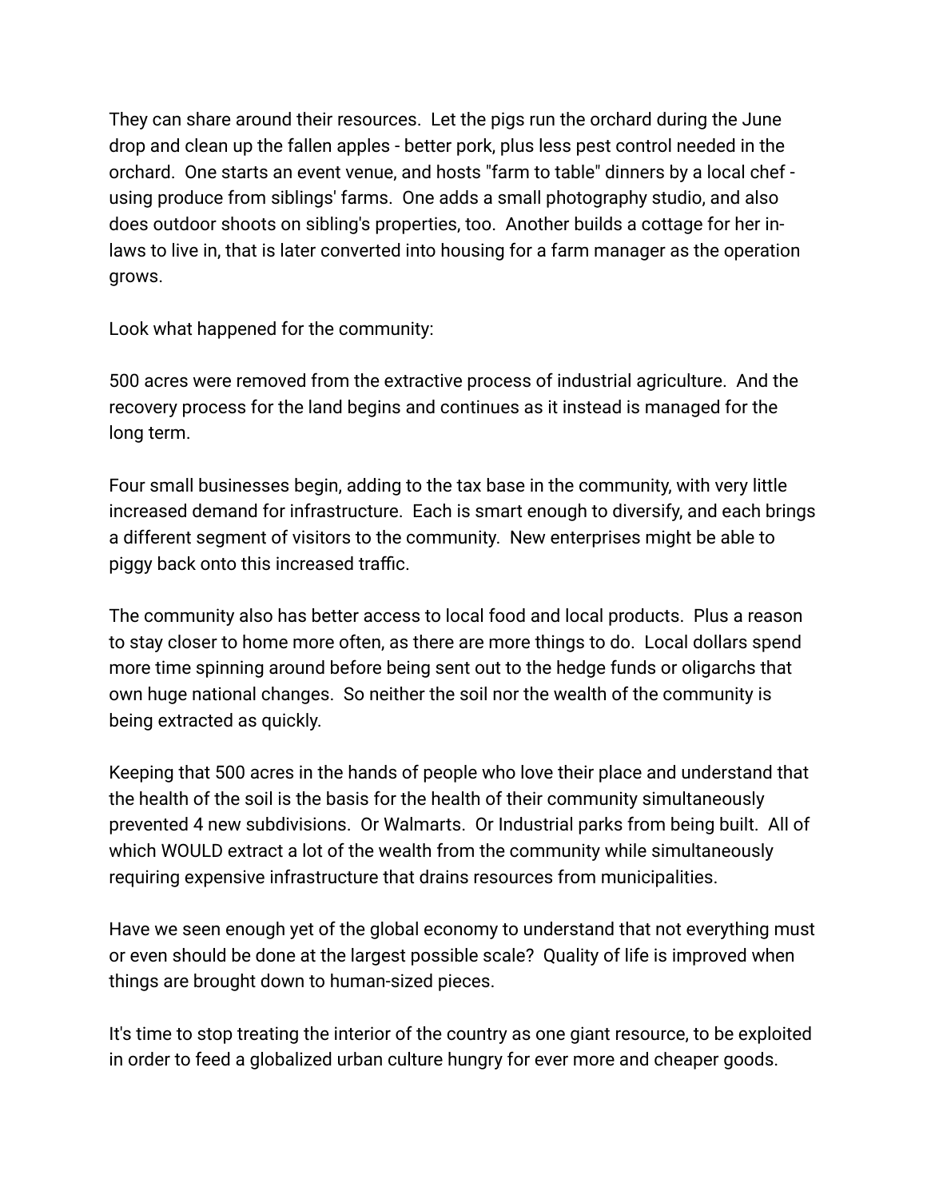They can share around their resources. Let the pigs run the orchard during the June drop and clean up the fallen apples - better pork, plus less pest control needed in the orchard. One starts an event venue, and hosts "farm to table" dinners by a local chef - using produce from siblings' farms. One adds a small photography studio, and also does outdoor shoots on sibling's properties, too. Another builds a cottage for her in-laws to live in, that is later converted into housing for a farm manager as the operation grows.

Look what happened for the community:

500 acres were removed from the extractive process of industrial agriculture. And the recovery process for the land begins and continues as it instead is managed for the long term.

Four small businesses begin, adding to the tax base in the community, with very little increased demand for infrastructure. Each is smart enough to diversify, and each brings a different segment of visitors to the community. New enterprises might be able to piggy back onto this increased traffic.

The community also has better access to local food and local products. Plus a reason to stay closer to home more often, as there are more things to do. Local dollars spend more time spinning around before being sent out to the hedge funds or oligarchs that own huge national changes. So neither the soil nor the wealth of the community is being extracted as quickly.

Keeping that 500 acres in the hands of people who love their place and understand that the health of the soil is the basis for the health of their community simultaneously prevented 4 new subdivisions. Or Walmarts. Or Industrial parks from being built. All of which WOULD extract a lot of the wealth from the community while simultaneously requiring expensive infrastructure that drains resources from municipalities.

Have we seen enough yet of the global economy to understand that not everything must or even should be done at the largest possible scale? Quality of life is improved when things are brought down to human-sized pieces.

It's time to stop treating the interior of the country as one giant resource, to be exploited in order to feed a globalized urban culture hungry for ever more and cheaper goods.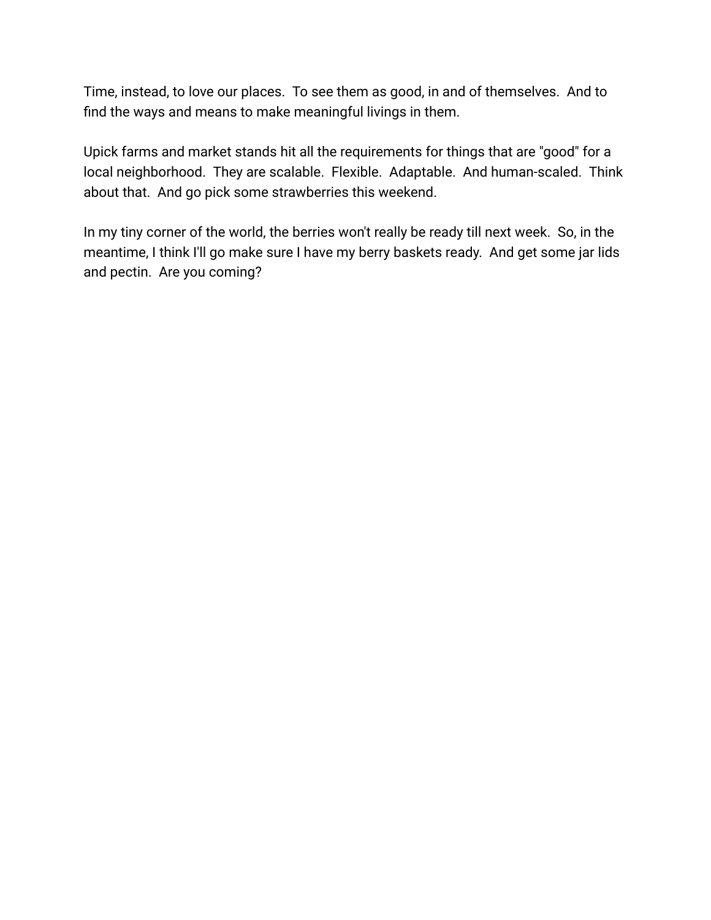Time, instead, to love our places. To see them as good, in and of themselves. And to find the ways and means to make meaningful livings in them.

Upick farms and market stands hit all the requirements for things that are "good" for a local neighborhood. They are scalable. Flexible. Adaptable. And human-scaled. Think about that. And go pick some strawberries this weekend.

In my tiny corner of the world, the berries won't really be ready till next week. So, in the meantime, I think I'll go make sure I have my berry baskets ready. And get some jar lids and pectin. Are you coming?